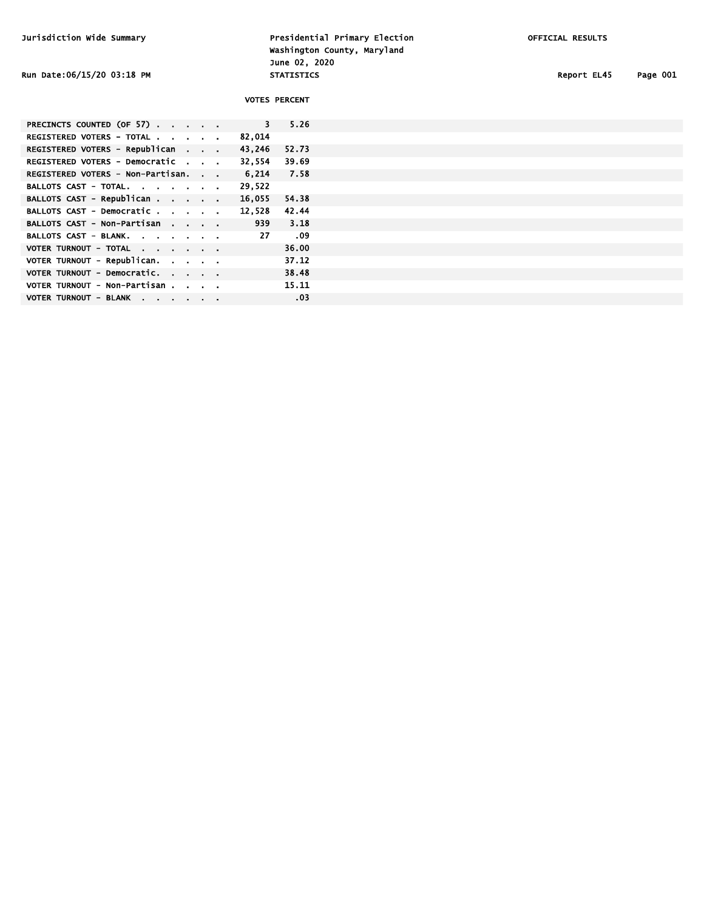Jurisdiction Wide Summary

# Presidential Primary Election
## Washington County, Maryland
June 02, 2020

OFFICIAL RESULTS

Run Date:06/15/20 03:18 PM

STATISTICS

Report EL45

| | VOTES | PERCENT |
|---|---|---|
| PRECINCTS COUNTED (OF 57) | 3 | 5.26 |
| REGISTERED VOTERS - TOTAL | 82,014 | |
| REGISTERED VOTERS - Republican | 43,246 | 52.73 |
| REGISTERED VOTERS - Democratic | 32,554 | 39.69 |
| REGISTERED VOTERS - Non-Partisan | 6,214 | 7.58 |
| BALLOTS CAST - TOTAL | 29,522 | |
| BALLOTS CAST - Republican | 16,055 | 54.38 |
| BALLOTS CAST - Democratic | 12,528 | 42.44 |
| BALLOTS CAST - Non-Partisan | 939 | 3.18 |
| BALLOTS CAST - BLANK | 27 | .09 |
| VOTER TURNOUT - TOTAL | | 36.00 |
| VOTER TURNOUT - Republican | | 37.12 |
| VOTER TURNOUT - Democratic | | 38.48 |
| VOTER TURNOUT - Non-Partisan | | 15.11 |
| VOTER TURNOUT - BLANK | | .03 |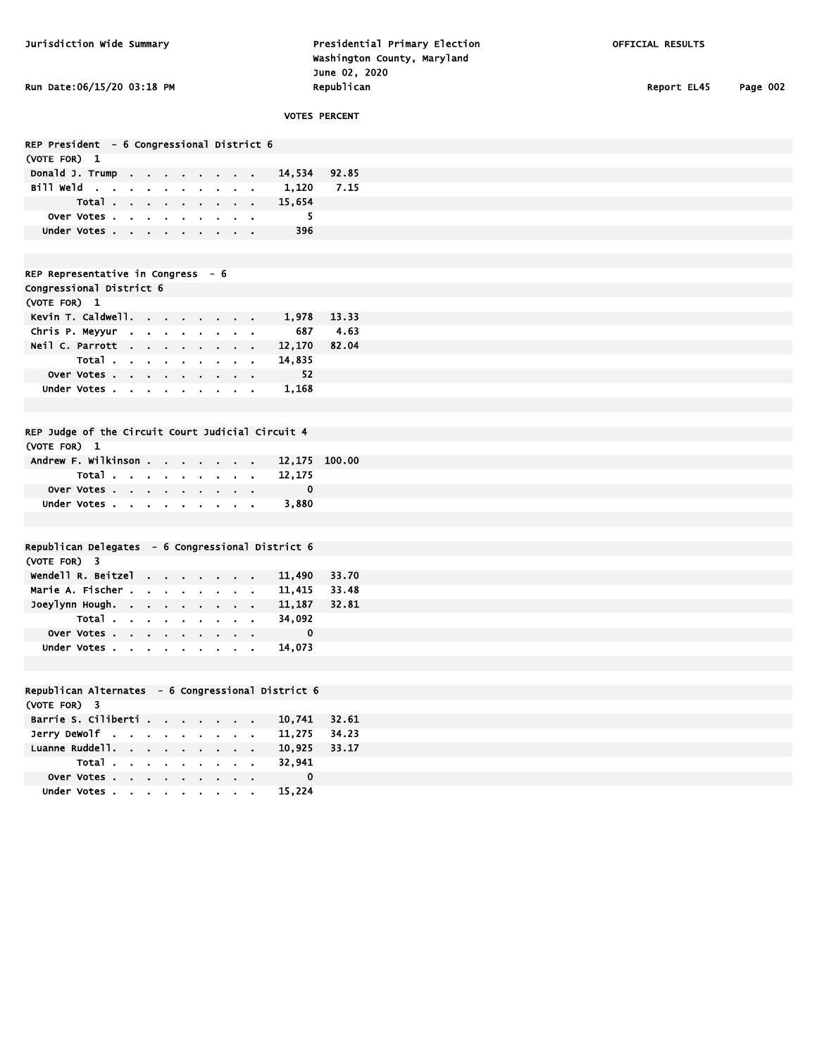Jurisdiction Wide Summary

Presidential Primary Election
Washington County, Maryland
June 02, 2020
Republican

OFFICIAL RESULTS

Run Date:06/15/20 03:18 PM

Report EL45

## REP President - 6 Congressional District 6

(VOTE FOR) 1

| | VOTES | PERCENT |
|---|---|---|
| Donald J. Trump | 14,534 | 92.85 |
| Bill Weld | 1,120 | 7.15 |
| Total | 15,654 | |
| Over Votes | 5 | |
| Under Votes | 396 | |

## REP Representative in Congress - 6 Congressional District 6

(VOTE FOR) 1

| | VOTES | PERCENT |
|---|---|---|
| Kevin T. Caldwell | 1,978 | 13.33 |
| Chris P. Meyyur | 687 | 4.63 |
| Neil C. Parrott | 12,170 | 82.04 |
| Total | 14,835 | |
| Over Votes | 52 | |
| Under Votes | 1,168 | |

## REP Judge of the Circuit Court Judicial Circuit 4

(VOTE FOR) 1

| | VOTES | PERCENT |
|---|---|---|
| Andrew F. Wilkinson | 12,175 | 100.00 |
| Total | 12,175 | |
| Over Votes | 0 | |
| Under Votes | 3,880 | |

## Republican Delegates - 6 Congressional District 6

(VOTE FOR) 3

| | VOTES | PERCENT |
|---|---|---|
| Wendell R. Beitzel | 11,490 | 33.70 |
| Marie A. Fischer | 11,415 | 33.48 |
| Joeylynn Hough | 11,187 | 32.81 |
| Total | 34,092 | |
| Over Votes | 0 | |
| Under Votes | 14,073 | |

## Republican Alternates - 6 Congressional District 6

(VOTE FOR) 3

| | VOTES | PERCENT |
|---|---|---|
| Barrie S. Ciliberti | 10,741 | 32.61 |
| Jerry DeWolf | 11,275 | 34.23 |
| Luanne Ruddell | 10,925 | 33.17 |
| Total | 32,941 | |
| Over Votes | 0 | |
| Under Votes | 15,224 | |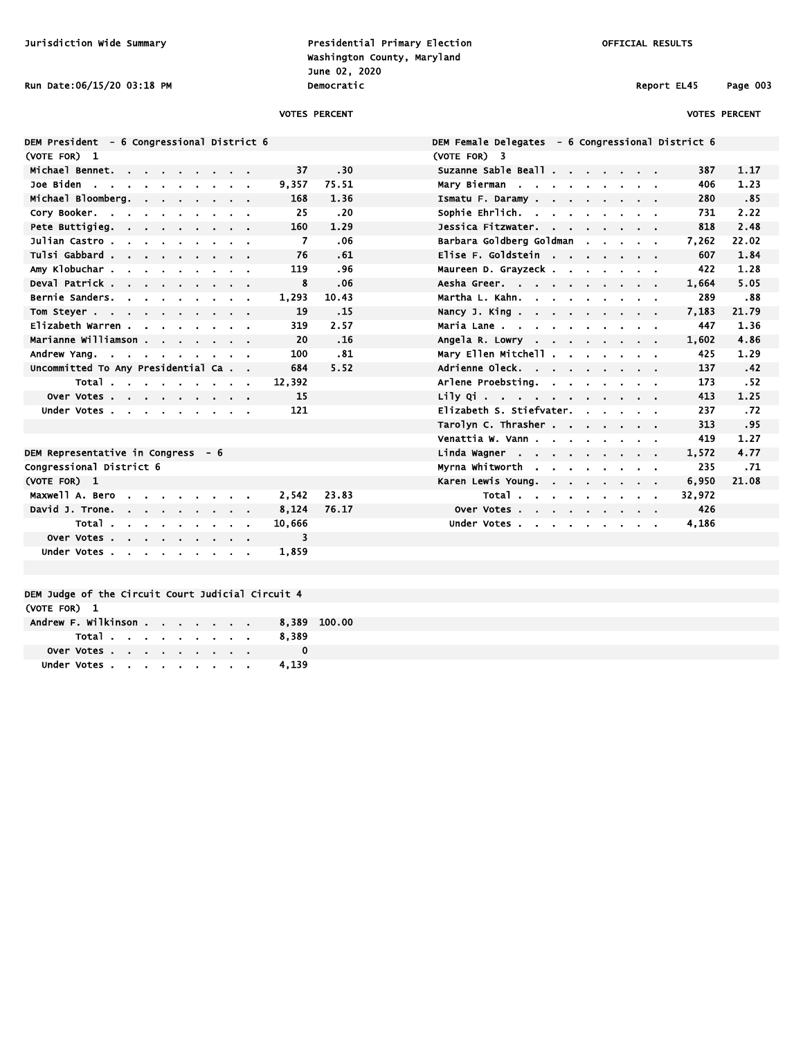Jurisdiction Wide Summary

Presidential Primary Election
Washington County, Maryland
June 02, 2020
Democratic

OFFICIAL RESULTS

Run Date:06/15/20 03:18 PM

Report EL45

## DEM President - 6 Congressional District 6

(VOTE FOR) 1

| Candidate | VOTES | PERCENT |
|---|---|---|
| Michael Bennet | 37 | .30 |
| Joe Biden | 9,357 | 75.51 |
| Michael Bloomberg | 168 | 1.36 |
| Cory Booker | 25 | .20 |
| Pete Buttigieg | 160 | 1.29 |
| Julian Castro | 7 | .06 |
| Tulsi Gabbard | 76 | .61 |
| Amy Klobuchar | 119 | .96 |
| Deval Patrick | 8 | .06 |
| Bernie Sanders | 1,293 | 10.43 |
| Tom Steyer | 19 | .15 |
| Elizabeth Warren | 319 | 2.57 |
| Marianne Williamson | 20 | .16 |
| Andrew Yang | 100 | .81 |
| Uncommitted To Any Presidential Ca | 684 | 5.52 |
| Total | 12,392 | |
| Over Votes | 15 | |
| Under Votes | 121 | |

## DEM Representative in Congress - 6 Congressional District 6

(VOTE FOR) 1

| Candidate | VOTES | PERCENT |
|---|---|---|
| Maxwell A. Bero | 2,542 | 23.83 |
| David J. Trone | 8,124 | 76.17 |
| Total | 10,666 | |
| Over Votes | 3 | |
| Under Votes | 1,859 | |

## DEM Judge of the Circuit Court Judicial Circuit 4

(VOTE FOR) 1

| Candidate | VOTES | PERCENT |
|---|---|---|
| Andrew F. Wilkinson | 8,389 | 100.00 |
| Total | 8,389 | |
| Over Votes | 0 | |
| Under Votes | 4,139 | |

## DEM Female Delegates - 6 Congressional District 6

(VOTE FOR) 3

| Candidate | VOTES | PERCENT |
|---|---|---|
| Suzanne Sable Beall | 387 | 1.17 |
| Mary Bierman | 406 | 1.23 |
| Ismatu F. Daramy | 280 | .85 |
| Sophie Ehrlich | 731 | 2.22 |
| Jessica Fitzwater | 818 | 2.48 |
| Barbara Goldberg Goldman | 7,262 | 22.02 |
| Elise F. Goldstein | 607 | 1.84 |
| Maureen D. Grayzeck | 422 | 1.28 |
| Aesha Greer | 1,664 | 5.05 |
| Martha L. Kahn | 289 | .88 |
| Nancy J. King | 7,183 | 21.79 |
| Maria Lane | 447 | 1.36 |
| Angela R. Lowry | 1,602 | 4.86 |
| Mary Ellen Mitchell | 425 | 1.29 |
| Adrienne Oleck | 137 | .42 |
| Arlene Proebsting | 173 | .52 |
| Lily Qi | 413 | 1.25 |
| Elizabeth S. Stiefvater | 237 | .72 |
| Tarolyn C. Thrasher | 313 | .95 |
| Venattia W. Vann | 419 | 1.27 |
| Linda Wagner | 1,572 | 4.77 |
| Myrna Whitworth | 235 | .71 |
| Karen Lewis Young | 6,950 | 21.08 |
| Total | 32,972 | |
| Over Votes | 426 | |
| Under Votes | 4,186 | |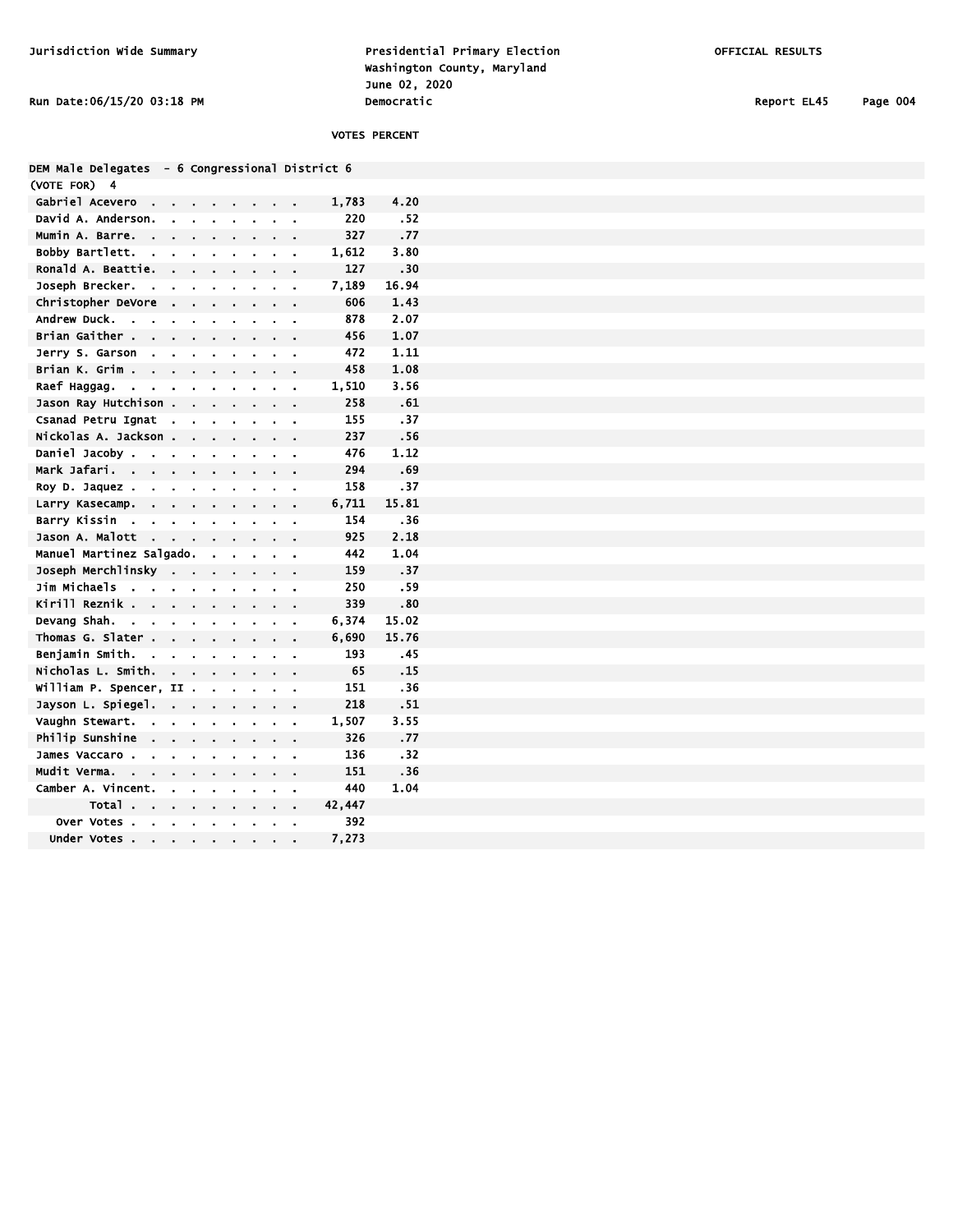Jurisdiction Wide Summary

Presidential Primary Election
Washington County, Maryland
June 02, 2020
Democratic

OFFICIAL RESULTS

Run Date:06/15/20 03:18 PM

Report EL45

## DEM Male Delegates - 6 Congressional District 6

(VOTE FOR) 4

| Candidate | VOTES | PERCENT |
|---|---|---|
| Gabriel Acevero | 1,783 | 4.20 |
| David A. Anderson | 220 | .52 |
| Mumin A. Barre | 327 | .77 |
| Bobby Bartlett | 1,612 | 3.80 |
| Ronald A. Beattie | 127 | .30 |
| Joseph Brecker | 7,189 | 16.94 |
| Christopher DeVore | 606 | 1.43 |
| Andrew Duck | 878 | 2.07 |
| Brian Gaither | 456 | 1.07 |
| Jerry S. Garson | 472 | 1.11 |
| Brian K. Grim | 458 | 1.08 |
| Raef Haggag | 1,510 | 3.56 |
| Jason Ray Hutchison | 258 | .61 |
| Csanad Petru Ignat | 155 | .37 |
| Nickolas A. Jackson | 237 | .56 |
| Daniel Jacoby | 476 | 1.12 |
| Mark Jafari | 294 | .69 |
| Roy D. Jaquez | 158 | .37 |
| Larry Kasecamp | 6,711 | 15.81 |
| Barry Kissin | 154 | .36 |
| Jason A. Malott | 925 | 2.18 |
| Manuel Martinez Salgado | 442 | 1.04 |
| Joseph Merchlinsky | 159 | .37 |
| Jim Michaels | 250 | .59 |
| Kirill Reznik | 339 | .80 |
| Devang Shah | 6,374 | 15.02 |
| Thomas G. Slater | 6,690 | 15.76 |
| Benjamin Smith | 193 | .45 |
| Nicholas L. Smith | 65 | .15 |
| William P. Spencer, II | 151 | .36 |
| Jayson L. Spiegel | 218 | .51 |
| Vaughn Stewart | 1,507 | 3.55 |
| Philip Sunshine | 326 | .77 |
| James Vaccaro | 136 | .32 |
| Mudit Verma | 151 | .36 |
| Camber A. Vincent | 440 | 1.04 |
| Total | 42,447 | |
| Over Votes | 392 | |
| Under Votes | 7,273 | |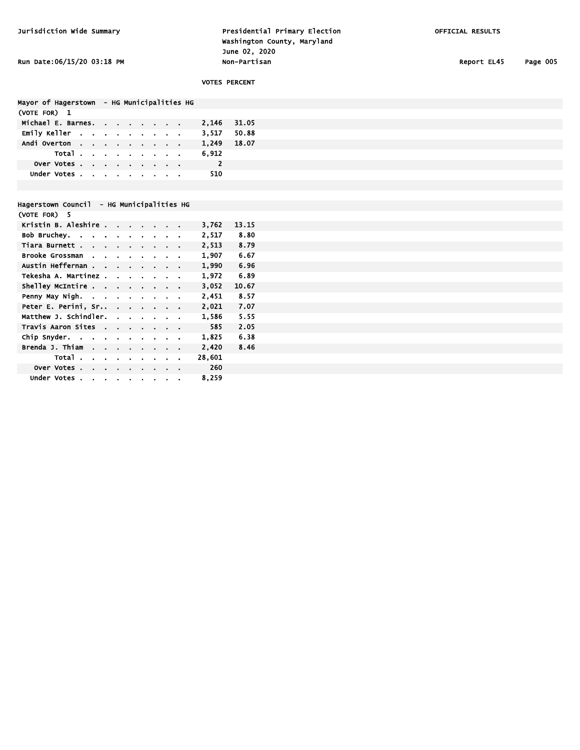Jurisdiction Wide Summary

Presidential Primary Election
Washington County, Maryland
June 02, 2020
Non-Partisan

OFFICIAL RESULTS

Run Date:06/15/20 03:18 PM

Report EL45

## Mayor of Hagerstown - HG Municipalities HG

(VOTE FOR) 1

| | VOTES | PERCENT |
|---|---|---|
| Michael E. Barnes | 2,146 | 31.05 |
| Emily Keller | 3,517 | 50.88 |
| Andi Overton | 1,249 | 18.07 |
| Total | 6,912 | |
| Over Votes | 2 | |
| Under Votes | 510 | |

## Hagerstown Council - HG Municipalities HG

(VOTE FOR) 5

| | VOTES | PERCENT |
|---|---|---|
| Kristin B. Aleshire | 3,762 | 13.15 |
| Bob Bruchey | 2,517 | 8.80 |
| Tiara Burnett | 2,513 | 8.79 |
| Brooke Grossman | 1,907 | 6.67 |
| Austin Heffernan | 1,990 | 6.96 |
| Tekesha A. Martinez | 1,972 | 6.89 |
| Shelley McIntire | 3,052 | 10.67 |
| Penny May Nigh | 2,451 | 8.57 |
| Peter E. Perini, Sr. | 2,021 | 7.07 |
| Matthew J. Schindler | 1,586 | 5.55 |
| Travis Aaron Sites | 585 | 2.05 |
| Chip Snyder | 1,825 | 6.38 |
| Brenda J. Thiam | 2,420 | 8.46 |
| Total | 28,601 | |
| Over Votes | 260 | |
| Under Votes | 8,259 | |